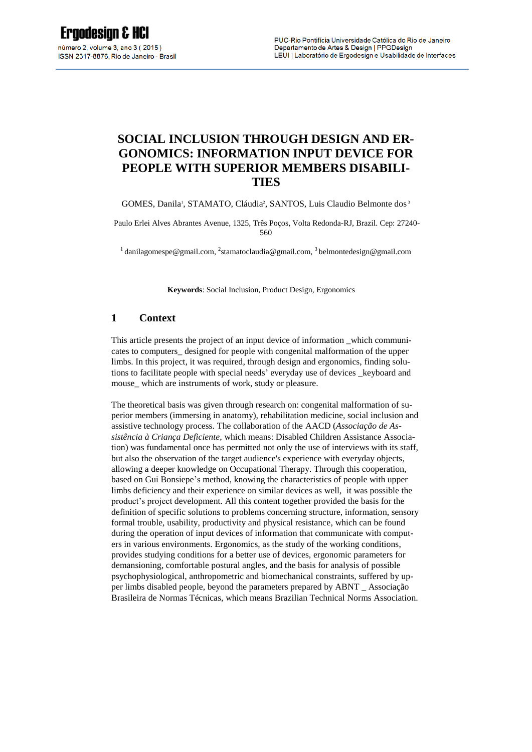# SOCIAL INCLUSION THROUGH DESIGN AND ERGONOMICS: INFORMATION INPUT DEVICE FOR PEOPLE WITH SUPERIOR MEMBERS DISABILITIES

GOMES, Danila[1], STAMATO, Cláudia[2], SANTOS, Luis Claudio Belmonte dos[3]

Paulo Erlei Alves Abrantes Avenue, 1325, Três Poços, Volta Redonda-RJ, Brazil. Cep: 27240-560

[1] danilagomespe@gmail.com, [2]stamatoclaudia@gmail.com, [3] belmontedesign@gmail.com

**Keywords**: Social Inclusion, Product Design, Ergonomics

## 1 Context

This article presents the project of an input device of information _which communicates to computers_ designed for people with congenital malformation of the upper limbs. In this project, it was required, through design and ergonomics, finding solutions to facilitate people with special needs' everyday use of devices _keyboard and mouse_ which are instruments of work, study or pleasure.

The theoretical basis was given through research on: congenital malformation of superior members (immersing in anatomy), rehabilitation medicine, social inclusion and assistive technology process. The collaboration of the AACD (*Associação de Assistência à Criança Deficiente*, which means: Disabled Children Assistance Association) was fundamental once has permitted not only the use of interviews with its staff, but also the observation of the target audience's experience with everyday objects, allowing a deeper knowledge on Occupational Therapy. Through this cooperation, based on Gui Bonsiepe's method, knowing the characteristics of people with upper limbs deficiency and their experience on similar devices as well, it was possible the product's project development. All this content together provided the basis for the definition of specific solutions to problems concerning structure, information, sensory formal trouble, usability, productivity and physical resistance, which can be found during the operation of input devices of information that communicate with computers in various environments. Ergonomics, as the study of the working conditions, provides studying conditions for a better use of devices, ergonomic parameters for demansioning, comfortable postural angles, and the basis for analysis of possible psychophysiological, anthropometric and biomechanical constraints, suffered by upper limbs disabled people, beyond the parameters prepared by ABNT _ Associação Brasileira de Normas Técnicas, which means Brazilian Technical Norms Association.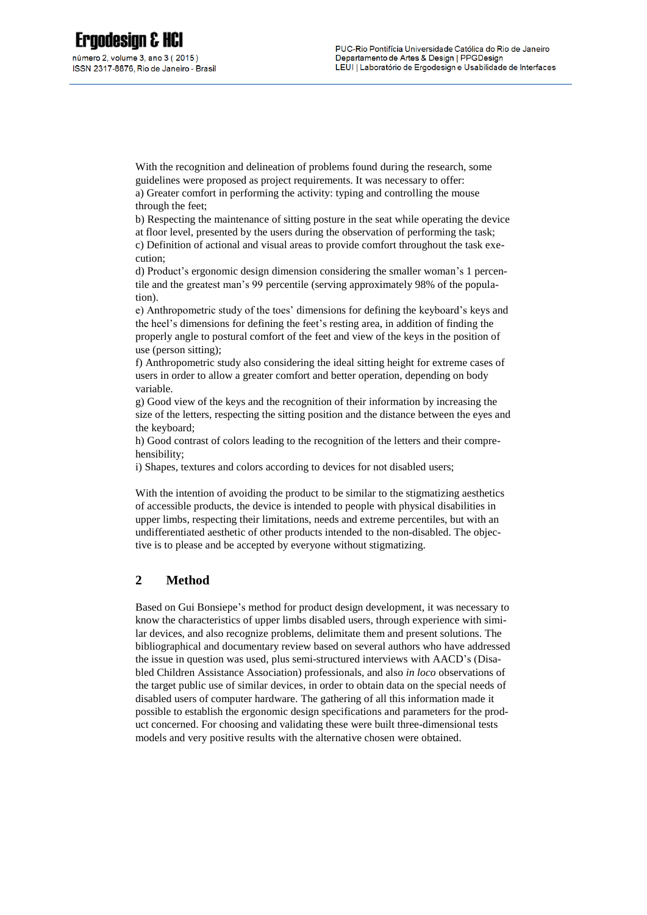With the recognition and delineation of problems found during the research, some guidelines were proposed as project requirements. It was necessary to offer:

a) Greater comfort in performing the activity: typing and controlling the mouse through the feet;

b) Respecting the maintenance of sitting posture in the seat while operating the device at floor level, presented by the users during the observation of performing the task;

c) Definition of actional and visual areas to provide comfort throughout the task execution;

d) Product's ergonomic design dimension considering the smaller woman's 1 percentile and the greatest man's 99 percentile (serving approximately 98% of the population).

e) Anthropometric study of the toes' dimensions for defining the keyboard's keys and the heel's dimensions for defining the feet's resting area, in addition of finding the properly angle to postural comfort of the feet and view of the keys in the position of use (person sitting);

f) Anthropometric study also considering the ideal sitting height for extreme cases of users in order to allow a greater comfort and better operation, depending on body variable.

g) Good view of the keys and the recognition of their information by increasing the size of the letters, respecting the sitting position and the distance between the eyes and the keyboard;

h) Good contrast of colors leading to the recognition of the letters and their comprehensibility;

i) Shapes, textures and colors according to devices for not disabled users;

With the intention of avoiding the product to be similar to the stigmatizing aesthetics of accessible products, the device is intended to people with physical disabilities in upper limbs, respecting their limitations, needs and extreme percentiles, but with an undifferentiated aesthetic of other products intended to the non-disabled. The objective is to please and be accepted by everyone without stigmatizing.

## 2 Method

Based on Gui Bonsiepe's method for product design development, it was necessary to know the characteristics of upper limbs disabled users, through experience with similar devices, and also recognize problems, delimitate them and present solutions. The bibliographical and documentary review based on several authors who have addressed the issue in question was used, plus semi-structured interviews with AACD's (Disabled Children Assistance Association) professionals, and also *in loco* observations of the target public use of similar devices, in order to obtain data on the special needs of disabled users of computer hardware. The gathering of all this information made it possible to establish the ergonomic design specifications and parameters for the product concerned. For choosing and validating these were built three-dimensional tests models and very positive results with the alternative chosen were obtained.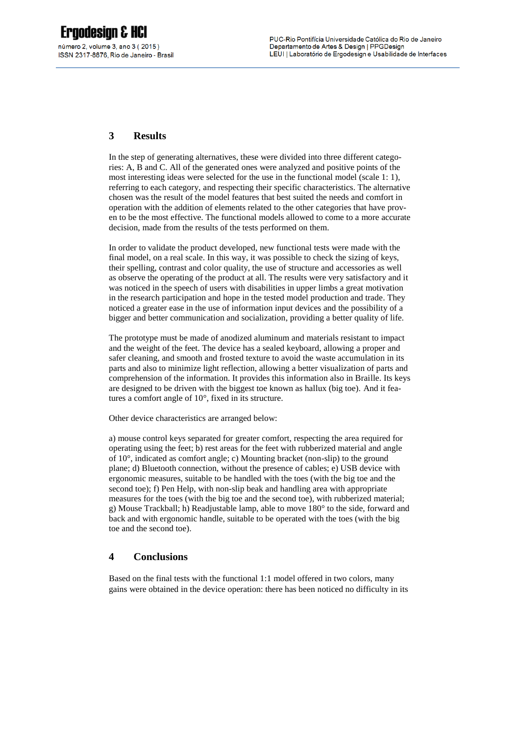## 3 Results

In the step of generating alternatives, these were divided into three different categories: A, B and C. All of the generated ones were analyzed and positive points of the most interesting ideas were selected for the use in the functional model (scale 1: 1), referring to each category, and respecting their specific characteristics. The alternative chosen was the result of the model features that best suited the needs and comfort in operation with the addition of elements related to the other categories that have proven to be the most effective. The functional models allowed to come to a more accurate decision, made from the results of the tests performed on them.

In order to validate the product developed, new functional tests were made with the final model, on a real scale. In this way, it was possible to check the sizing of keys, their spelling, contrast and color quality, the use of structure and accessories as well as observe the operating of the product at all. The results were very satisfactory and it was noticed in the speech of users with disabilities in upper limbs a great motivation in the research participation and hope in the tested model production and trade. They noticed a greater ease in the use of information input devices and the possibility of a bigger and better communication and socialization, providing a better quality of life.

The prototype must be made of anodized aluminum and materials resistant to impact and the weight of the feet. The device has a sealed keyboard, allowing a proper and safer cleaning, and smooth and frosted texture to avoid the waste accumulation in its parts and also to minimize light reflection, allowing a better visualization of parts and comprehension of the information. It provides this information also in Braille. Its keys are designed to be driven with the biggest toe known as hallux (big toe). And it features a comfort angle of 10°, fixed in its structure.

Other device characteristics are arranged below:

a) mouse control keys separated for greater comfort, respecting the area required for operating using the feet; b) rest areas for the feet with rubberized material and angle of 10°, indicated as comfort angle; c) Mounting bracket (non-slip) to the ground plane; d) Bluetooth connection, without the presence of cables; e) USB device with ergonomic measures, suitable to be handled with the toes (with the big toe and the second toe); f) Pen Help, with non-slip beak and handling area with appropriate measures for the toes (with the big toe and the second toe), with rubberized material; g) Mouse Trackball; h) Readjustable lamp, able to move 180° to the side, forward and back and with ergonomic handle, suitable to be operated with the toes (with the big toe and the second toe).

## 4 Conclusions

Based on the final tests with the functional 1:1 model offered in two colors, many gains were obtained in the device operation: there has been noticed no difficulty in its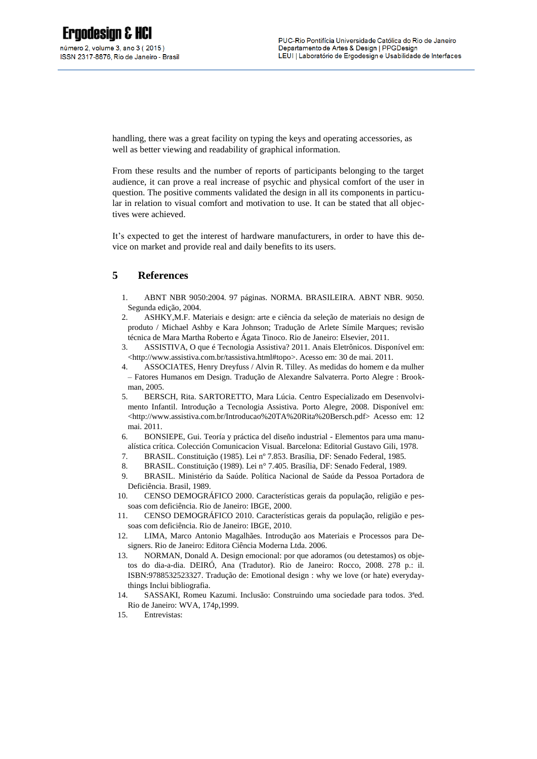handling, there was a great facility on typing the keys and operating accessories, as well as better viewing and readability of graphical information.

From these results and the number of reports of participants belonging to the target audience, it can prove a real increase of psychic and physical comfort of the user in question. The positive comments validated the design in all its components in particular in relation to visual comfort and motivation to use. It can be stated that all objectives were achieved.

It's expected to get the interest of hardware manufacturers, in order to have this device on market and provide real and daily benefits to its users.

## 5 References

1. ABNT NBR 9050:2004. 97 páginas. NORMA. BRASILEIRA. ABNT NBR. 9050. Segunda edição, 2004.
2. ASHKY,M.F. Materiais e design: arte e ciência da seleção de materiais no design de produto / Michael Ashby e Kara Johnson; Tradução de Arlete Símile Marques; revisão técnica de Mara Martha Roberto e Ágata Tinoco. Rio de Janeiro: Elsevier, 2011.
3. ASSISTIVA, O que é Tecnologia Assistiva? 2011. Anais Eletrônicos. Disponível em: <http://www.assistiva.com.br/tassistiva.html#topo>. Acesso em: 30 de mai. 2011.
4. ASSOCIATES, Henry Dreyfuss / Alvin R. Tilley. As medidas do homem e da mulher – Fatores Humanos em Design. Tradução de Alexandre Salvaterra. Porto Alegre : Bookman, 2005.
5. BERSCH, Rita. SARTORETTO, Mara Lúcia. Centro Especializado em Desenvolvimento Infantil. Introdução a Tecnologia Assistiva. Porto Alegre, 2008. Disponível em: <http://www.assistiva.com.br/Introducao%20TA%20Rita%20Bersch.pdf> Acesso em: 12 mai. 2011.
6. BONSIEPE, Gui. Teoría y práctica del diseño industrial - Elementos para uma manualística crítica. Colección Comunicacion Visual. Barcelona: Editorial Gustavo Gili, 1978.
7. BRASIL. Constituição (1985). Lei nº 7.853. Brasília, DF: Senado Federal, 1985.
8. BRASIL. Constituição (1989). Lei n° 7.405. Brasília, DF: Senado Federal, 1989.
9. BRASIL. Ministério da Saúde. Política Nacional de Saúde da Pessoa Portadora de Deficiência. Brasil, 1989.
10. CENSO DEMOGRÁFICO 2000. Características gerais da população, religião e pessoas com deficiência. Rio de Janeiro: IBGE, 2000.
11. CENSO DEMOGRÁFICO 2010. Características gerais da população, religião e pessoas com deficiência. Rio de Janeiro: IBGE, 2010.
12. LIMA, Marco Antonio Magalhães. Introdução aos Materiais e Processos para Designers. Rio de Janeiro: Editora Ciência Moderna Ltda. 2006.
13. NORMAN, Donald A. Design emocional: por que adoramos (ou detestamos) os objetos do dia-a-dia. DEIRÓ, Ana (Tradutor). Rio de Janeiro: Rocco, 2008. 278 p.: il. ISBN:9788532523327. Tradução de: Emotional design : why we love (or hate) everydaythings Inclui bibliografia.
14. SASSAKI, Romeu Kazumi. Inclusão: Construindo uma sociedade para todos. 3ªed. Rio de Janeiro: WVA, 174p,1999.
15. Entrevistas: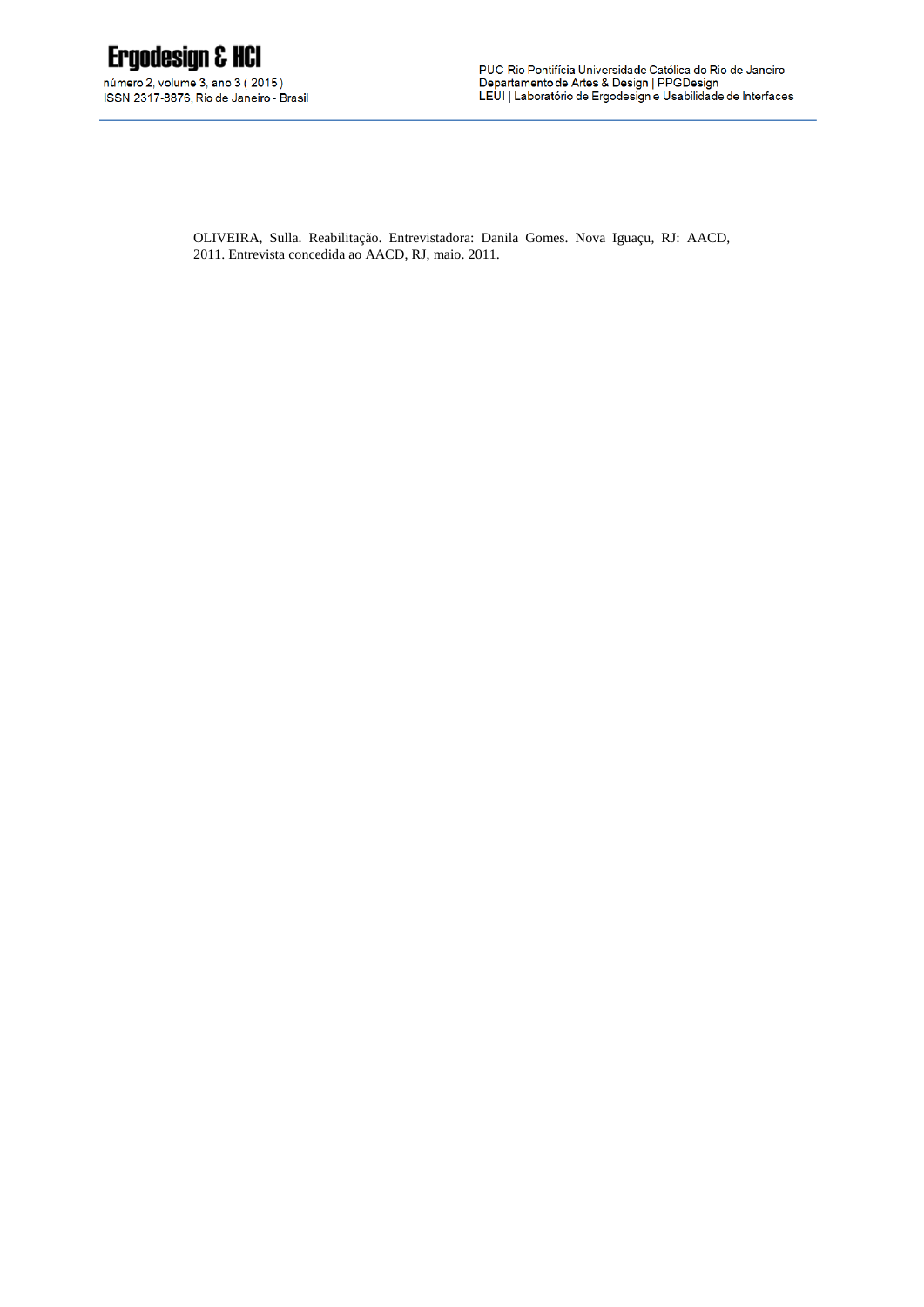OLIVEIRA, Sulla. Reabilitação. Entrevistadora: Danila Gomes. Nova Iguaçu, RJ: AACD, 2011. Entrevista concedida ao AACD, RJ, maio. 2011.